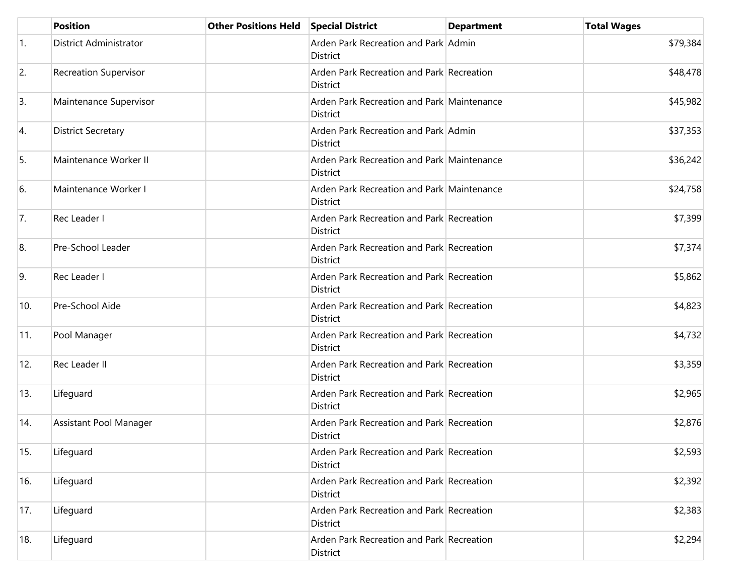| | Position | Other Positions Held | Special District | Department | Total Wages |
|---|---|---|---|---|---|
| 1. | District Administrator | | Arden Park Recreation and Park District | Admin | $79,384 |
| 2. | Recreation Supervisor | | Arden Park Recreation and Park District | Recreation | $48,478 |
| 3. | Maintenance Supervisor | | Arden Park Recreation and Park District | Maintenance | $45,982 |
| 4. | District Secretary | | Arden Park Recreation and Park District | Admin | $37,353 |
| 5. | Maintenance Worker II | | Arden Park Recreation and Park District | Maintenance | $36,242 |
| 6. | Maintenance Worker I | | Arden Park Recreation and Park District | Maintenance | $24,758 |
| 7. | Rec Leader I | | Arden Park Recreation and Park District | Recreation | $7,399 |
| 8. | Pre-School Leader | | Arden Park Recreation and Park District | Recreation | $7,374 |
| 9. | Rec Leader I | | Arden Park Recreation and Park District | Recreation | $5,862 |
| 10. | Pre-School Aide | | Arden Park Recreation and Park District | Recreation | $4,823 |
| 11. | Pool Manager | | Arden Park Recreation and Park District | Recreation | $4,732 |
| 12. | Rec Leader II | | Arden Park Recreation and Park District | Recreation | $3,359 |
| 13. | Lifeguard | | Arden Park Recreation and Park District | Recreation | $2,965 |
| 14. | Assistant Pool Manager | | Arden Park Recreation and Park District | Recreation | $2,876 |
| 15. | Lifeguard | | Arden Park Recreation and Park District | Recreation | $2,593 |
| 16. | Lifeguard | | Arden Park Recreation and Park District | Recreation | $2,392 |
| 17. | Lifeguard | | Arden Park Recreation and Park District | Recreation | $2,383 |
| 18. | Lifeguard | | Arden Park Recreation and Park District | Recreation | $2,294 |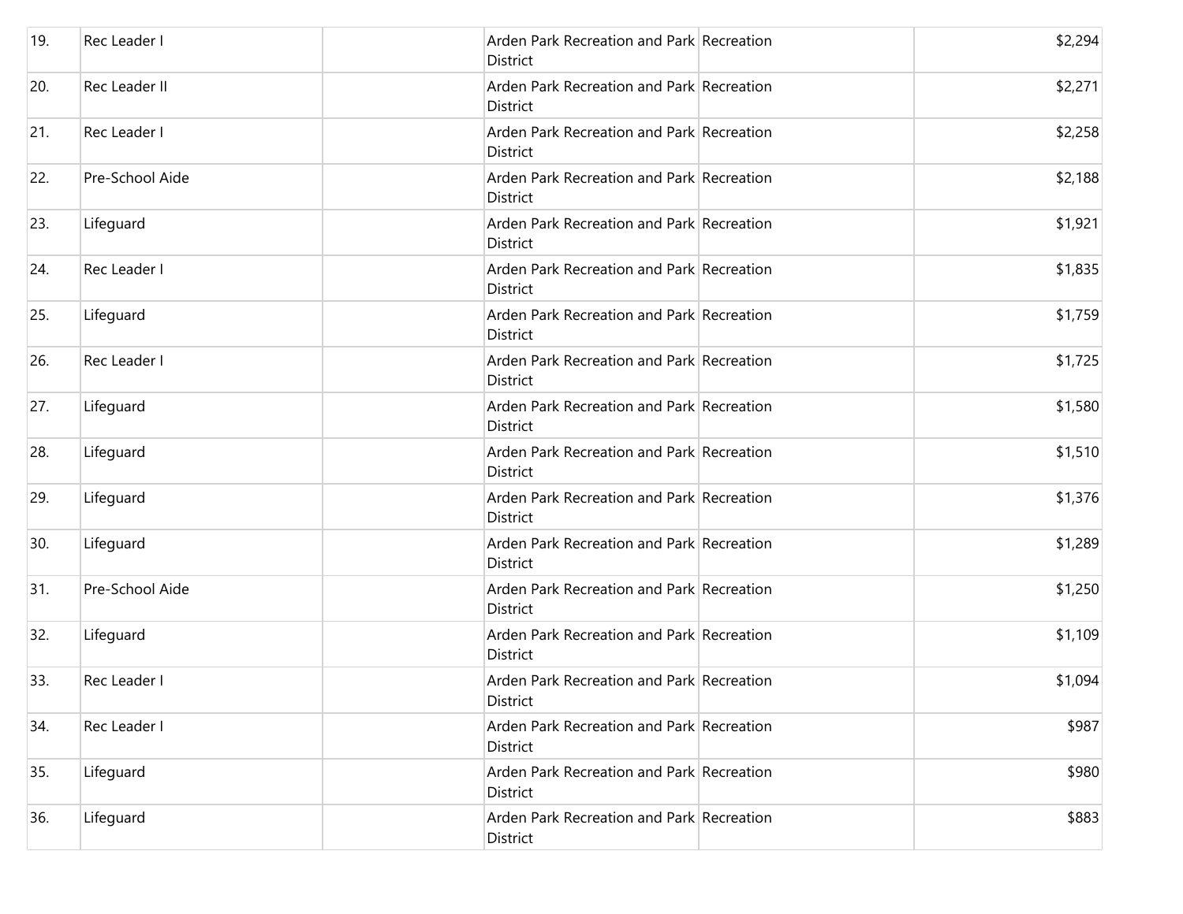| | | | | | |
|---|---|---|---|---|---|
| 19. | Rec Leader I | | Arden Park Recreation and Park District | Recreation | $2,294 |
| 20. | Rec Leader II | | Arden Park Recreation and Park District | Recreation | $2,271 |
| 21. | Rec Leader I | | Arden Park Recreation and Park District | Recreation | $2,258 |
| 22. | Pre-School Aide | | Arden Park Recreation and Park District | Recreation | $2,188 |
| 23. | Lifeguard | | Arden Park Recreation and Park District | Recreation | $1,921 |
| 24. | Rec Leader I | | Arden Park Recreation and Park District | Recreation | $1,835 |
| 25. | Lifeguard | | Arden Park Recreation and Park District | Recreation | $1,759 |
| 26. | Rec Leader I | | Arden Park Recreation and Park District | Recreation | $1,725 |
| 27. | Lifeguard | | Arden Park Recreation and Park District | Recreation | $1,580 |
| 28. | Lifeguard | | Arden Park Recreation and Park District | Recreation | $1,510 |
| 29. | Lifeguard | | Arden Park Recreation and Park District | Recreation | $1,376 |
| 30. | Lifeguard | | Arden Park Recreation and Park District | Recreation | $1,289 |
| 31. | Pre-School Aide | | Arden Park Recreation and Park District | Recreation | $1,250 |
| 32. | Lifeguard | | Arden Park Recreation and Park District | Recreation | $1,109 |
| 33. | Rec Leader I | | Arden Park Recreation and Park District | Recreation | $1,094 |
| 34. | Rec Leader I | | Arden Park Recreation and Park District | Recreation | $987 |
| 35. | Lifeguard | | Arden Park Recreation and Park District | Recreation | $980 |
| 36. | Lifeguard | | Arden Park Recreation and Park District | Recreation | $883 |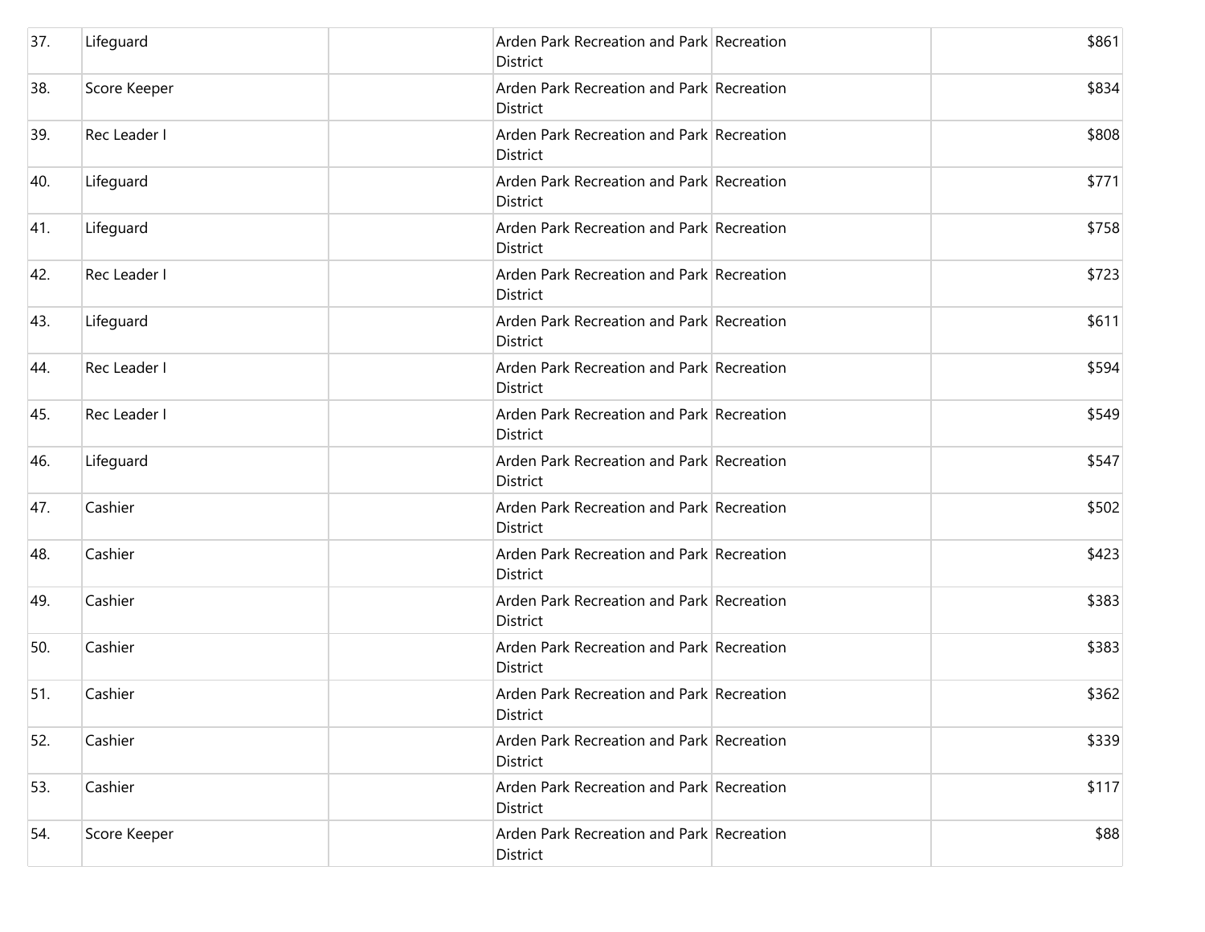| | | | | | |
|---|---|---|---|---|---|
| 37. | Lifeguard | | Arden Park Recreation and Park District | Recreation | $861 |
| 38. | Score Keeper | | Arden Park Recreation and Park District | Recreation | $834 |
| 39. | Rec Leader I | | Arden Park Recreation and Park District | Recreation | $808 |
| 40. | Lifeguard | | Arden Park Recreation and Park District | Recreation | $771 |
| 41. | Lifeguard | | Arden Park Recreation and Park District | Recreation | $758 |
| 42. | Rec Leader I | | Arden Park Recreation and Park District | Recreation | $723 |
| 43. | Lifeguard | | Arden Park Recreation and Park District | Recreation | $611 |
| 44. | Rec Leader I | | Arden Park Recreation and Park District | Recreation | $594 |
| 45. | Rec Leader I | | Arden Park Recreation and Park District | Recreation | $549 |
| 46. | Lifeguard | | Arden Park Recreation and Park District | Recreation | $547 |
| 47. | Cashier | | Arden Park Recreation and Park District | Recreation | $502 |
| 48. | Cashier | | Arden Park Recreation and Park District | Recreation | $423 |
| 49. | Cashier | | Arden Park Recreation and Park District | Recreation | $383 |
| 50. | Cashier | | Arden Park Recreation and Park District | Recreation | $383 |
| 51. | Cashier | | Arden Park Recreation and Park District | Recreation | $362 |
| 52. | Cashier | | Arden Park Recreation and Park District | Recreation | $339 |
| 53. | Cashier | | Arden Park Recreation and Park District | Recreation | $117 |
| 54. | Score Keeper | | Arden Park Recreation and Park District | Recreation | $88 |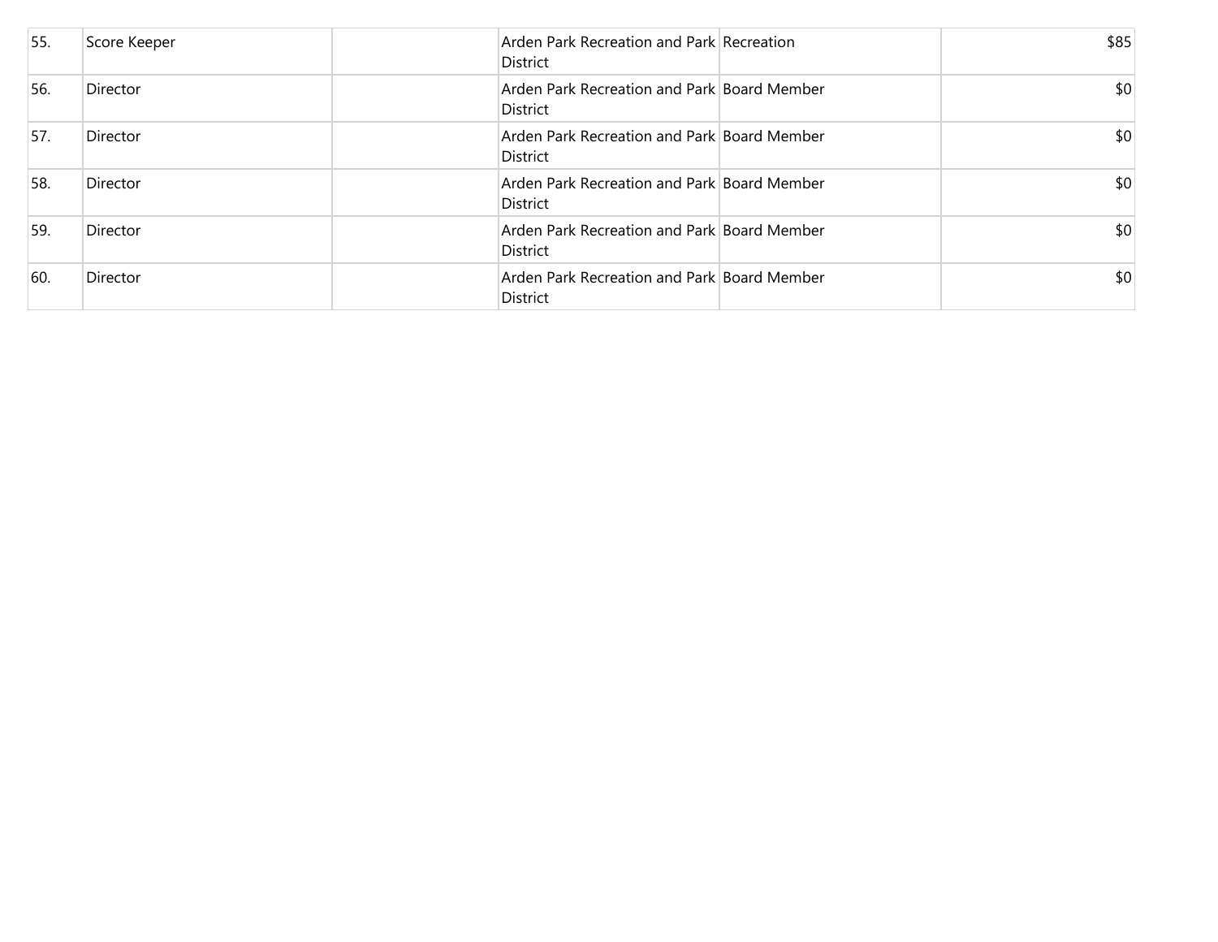| | | | | | |
|---|---|---|---|---|---|
| 55. | Score Keeper | | Arden Park Recreation and Park District | Recreation | $85 |
| 56. | Director | | Arden Park Recreation and Park District | Board Member | $0 |
| 57. | Director | | Arden Park Recreation and Park District | Board Member | $0 |
| 58. | Director | | Arden Park Recreation and Park District | Board Member | $0 |
| 59. | Director | | Arden Park Recreation and Park District | Board Member | $0 |
| 60. | Director | | Arden Park Recreation and Park District | Board Member | $0 |